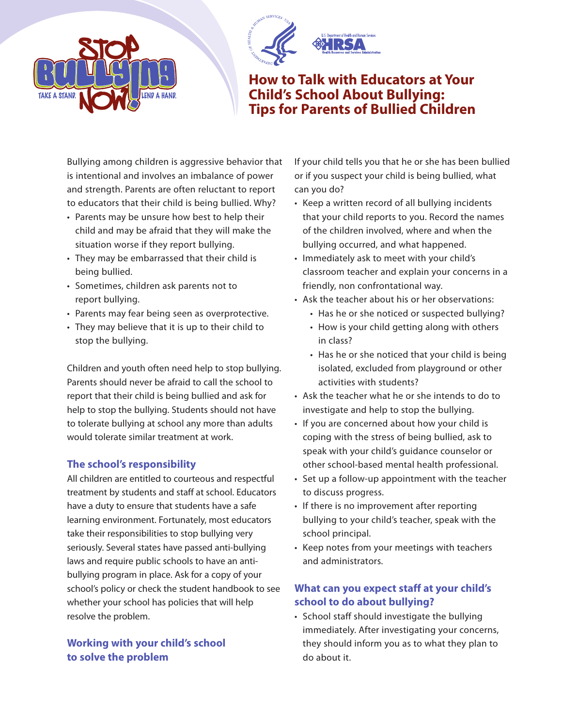# How to Talk with Educators at Your Child's School About Bullying: Tips for Parents of Bullied Children

Bullying among children is aggressive behavior that is intentional and involves an imbalance of power and strength. Parents are often reluctant to report to educators that their child is being bullied. Why?

- Parents may be unsure how best to help their child and may be afraid that they will make the situation worse if they report bullying.
- They may be embarrassed that their child is being bullied.
- Sometimes, children ask parents not to report bullying.
- Parents may fear being seen as overprotective.
- They may believe that it is up to their child to stop the bullying.

Children and youth often need help to stop bullying. Parents should never be afraid to call the school to report that their child is being bullied and ask for help to stop the bullying. Students should not have to tolerate bullying at school any more than adults would tolerate similar treatment at work.

## The school's responsibility

All children are entitled to courteous and respectful treatment by students and staff at school. Educators have a duty to ensure that students have a safe learning environment. Fortunately, most educators take their responsibilities to stop bullying very seriously. Several states have passed anti-bullying laws and require public schools to have an anti-bullying program in place. Ask for a copy of your school's policy or check the student handbook to see whether your school has policies that will help resolve the problem.

## Working with your child's school to solve the problem

If your child tells you that he or she has been bullied or if you suspect your child is being bullied, what can you do?

- Keep a written record of all bullying incidents that your child reports to you. Record the names of the children involved, where and when the bullying occurred, and what happened.
- Immediately ask to meet with your child's classroom teacher and explain your concerns in a friendly, non confrontational way.
- Ask the teacher about his or her observations:
  - Has he or she noticed or suspected bullying?
  - How is your child getting along with others in class?
  - Has he or she noticed that your child is being isolated, excluded from playground or other activities with students?
- Ask the teacher what he or she intends to do to investigate and help to stop the bullying.
- If you are concerned about how your child is coping with the stress of being bullied, ask to speak with your child's guidance counselor or other school-based mental health professional.
- Set up a follow-up appointment with the teacher to discuss progress.
- If there is no improvement after reporting bullying to your child's teacher, speak with the school principal.
- Keep notes from your meetings with teachers and administrators.

## What can you expect staff at your child's school to do about bullying?

- School staff should investigate the bullying immediately. After investigating your concerns, they should inform you as to what they plan to do about it.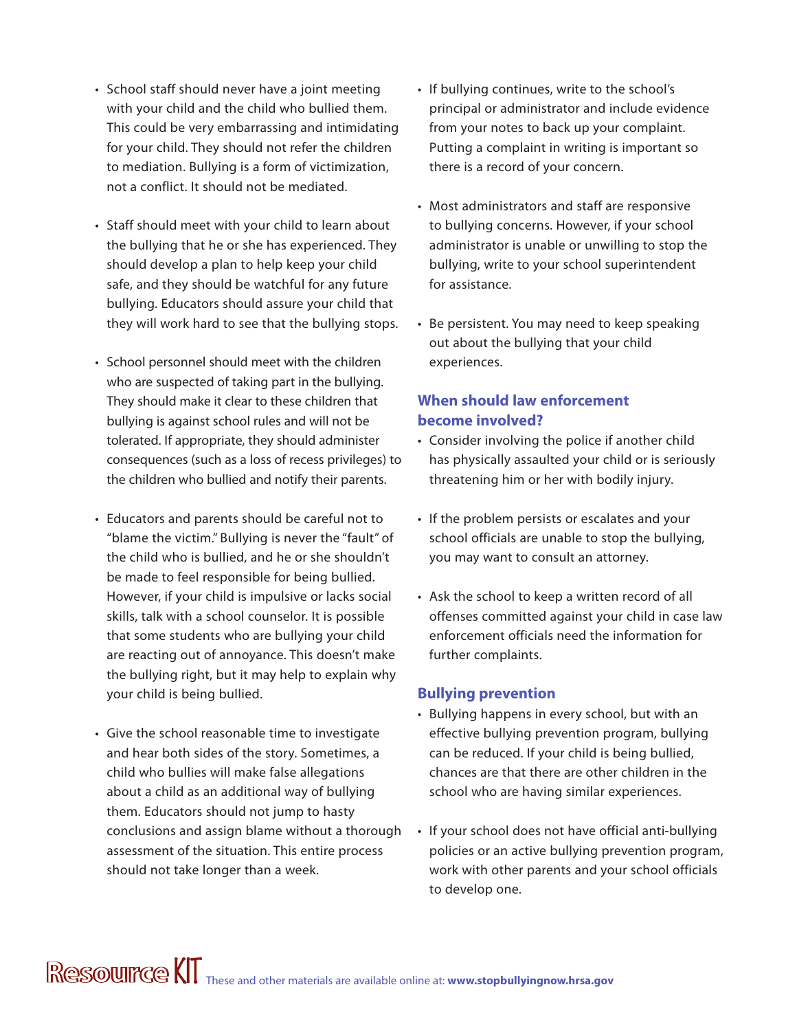- School staff should never have a joint meeting with your child and the child who bullied them. This could be very embarrassing and intimidating for your child. They should not refer the children to mediation. Bullying is a form of victimization, not a conflict. It should not be mediated.

- Staff should meet with your child to learn about the bullying that he or she has experienced. They should develop a plan to help keep your child safe, and they should be watchful for any future bullying. Educators should assure your child that they will work hard to see that the bullying stops.

- School personnel should meet with the children who are suspected of taking part in the bullying. They should make it clear to these children that bullying is against school rules and will not be tolerated. If appropriate, they should administer consequences (such as a loss of recess privileges) to the children who bullied and notify their parents.

- Educators and parents should be careful not to "blame the victim." Bullying is never the "fault" of the child who is bullied, and he or she shouldn't be made to feel responsible for being bullied. However, if your child is impulsive or lacks social skills, talk with a school counselor. It is possible that some students who are bullying your child are reacting out of annoyance. This doesn't make the bullying right, but it may help to explain why your child is being bullied.

- Give the school reasonable time to investigate and hear both sides of the story. Sometimes, a child who bullies will make false allegations about a child as an additional way of bullying them. Educators should not jump to hasty conclusions and assign blame without a thorough assessment of the situation. This entire process should not take longer than a week.

- If bullying continues, write to the school's principal or administrator and include evidence from your notes to back up your complaint. Putting a complaint in writing is important so there is a record of your concern.

- Most administrators and staff are responsive to bullying concerns. However, if your school administrator is unable or unwilling to stop the bullying, write to your school superintendent for assistance.

- Be persistent. You may need to keep speaking out about the bullying that your child experiences.

### When should law enforcement become involved?

- Consider involving the police if another child has physically assaulted your child or is seriously threatening him or her with bodily injury.

- If the problem persists or escalates and your school officials are unable to stop the bullying, you may want to consult an attorney.

- Ask the school to keep a written record of all offenses committed against your child in case law enforcement officials need the information for further complaints.

### Bullying prevention

- Bullying happens in every school, but with an effective bullying prevention program, bullying can be reduced. If your child is being bullied, chances are that there are other children in the school who are having similar experiences.

- If your school does not have official anti-bullying policies or an active bullying prevention program, work with other parents and your school officials to develop one.

Resource KIT These and other materials are available online at: **www.stopbullyingnow.hrsa.gov**